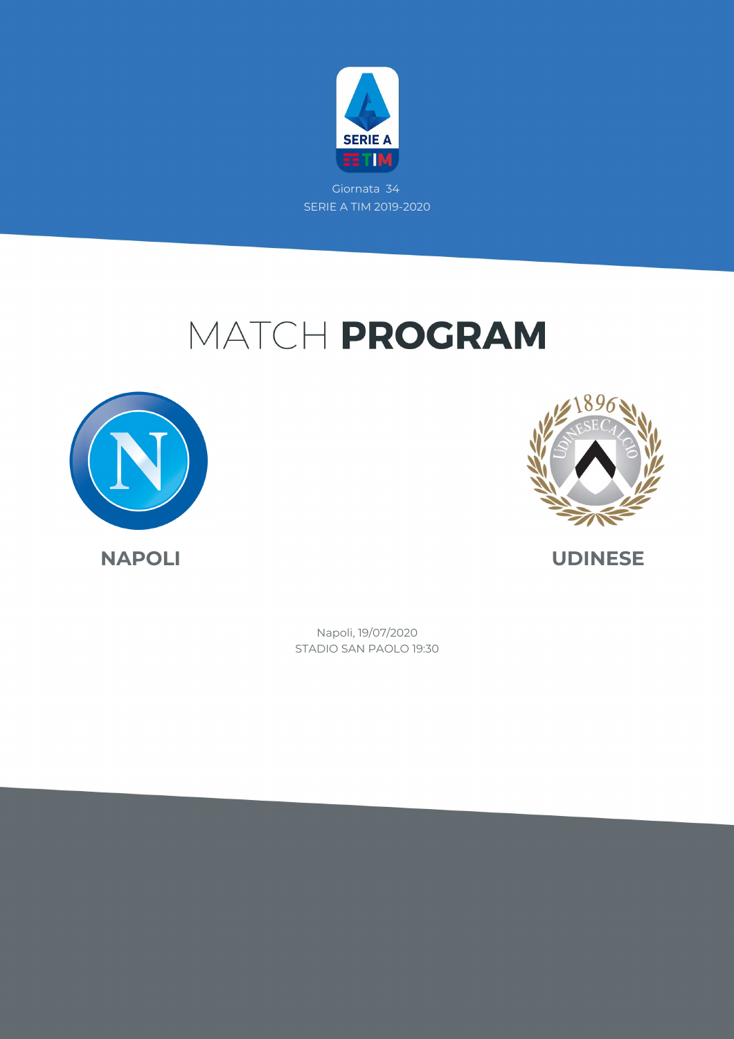Giornata 34

SERIE A TIM 2019-2020

# MATCH **PROGRAM**

**NAPOLI**

**UDINESE**

Napoli, 19/07/2020

STADIO SAN PAOLO 19:30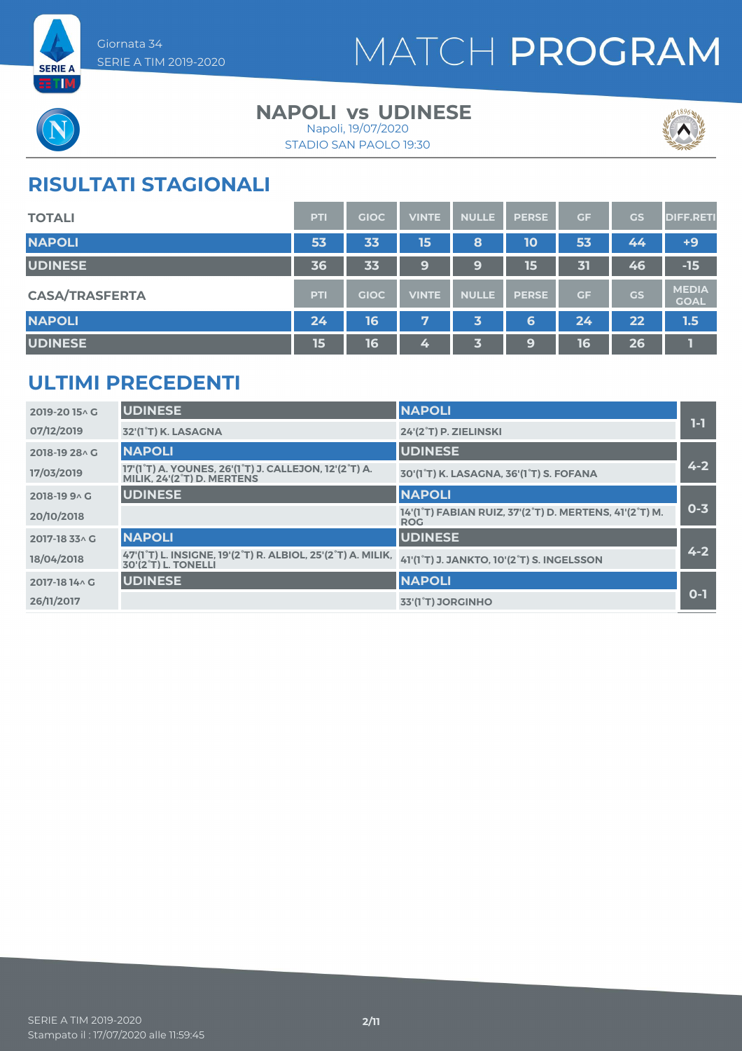Giornata 34
SERIE A TIM 2019-2020

# MATCH PROGRAM

## NAPOLI vs UDINESE

Napoli, 19/07/2020
STADIO SAN PAOLO 19:30

## RISULTATI STAGIONALI

| TOTALI | PTI | GIOC | VINTE | NULLE | PERSE | GF | GS | DIFF.RETI |
|---|---|---|---|---|---|---|---|---|
| NAPOLI | 53 | 33 | 15 | 8 | 10 | 53 | 44 | +9 |
| UDINESE | 36 | 33 | 9 | 9 | 15 | 31 | 46 | -15 |

| CASA/TRASFERTA | PTI | GIOC | VINTE | NULLE | PERSE | GF | GS | MEDIA GOAL |
|---|---|---|---|---|---|---|---|---|
| NAPOLI | 24 | 16 | 7 | 3 | 6 | 24 | 22 | 1.5 |
| UDINESE | 15 | 16 | 4 | 3 | 9 | 16 | 26 | 1 |

## ULTIMI PRECEDENTI

| Giornata / Data | Casa | Trasferta | Risultato |
|---|---|---|---|
| 2019-20 15^ G<br>07/12/2019 | UDINESE<br>32'(1°T) K. LASAGNA | NAPOLI<br>24'(2°T) P. ZIELINSKI | 1-1 |
| 2018-19 28^ G<br>17/03/2019 | NAPOLI<br>17'(1°T) A. YOUNES, 26'(1°T) J. CALLEJON, 12'(2°T) A. MILIK, 24'(2°T) D. MERTENS | UDINESE<br>30'(1°T) K. LASAGNA, 36'(1°T) S. FOFANA | 4-2 |
| 2018-19 9^ G<br>20/10/2018 | UDINESE | NAPOLI<br>14'(1°T) FABIAN RUIZ, 37'(2°T) D. MERTENS, 41'(2°T) M. ROG | 0-3 |
| 2017-18 33^ G<br>18/04/2018 | NAPOLI<br>47'(1°T) L. INSIGNE, 19'(2°T) R. ALBIOL, 25'(2°T) A. MILIK, 30'(2°T) L. TONELLI | UDINESE<br>41'(1°T) J. JANKTO, 10'(2°T) S. INGELSSON | 4-2 |
| 2017-18 14^ G<br>26/11/2017 | UDINESE | NAPOLI<br>33'(1°T) JORGINHO | 0-1 |

SERIE A TIM 2019-2020
Stampato il : 17/07/2020 alle 11:59:45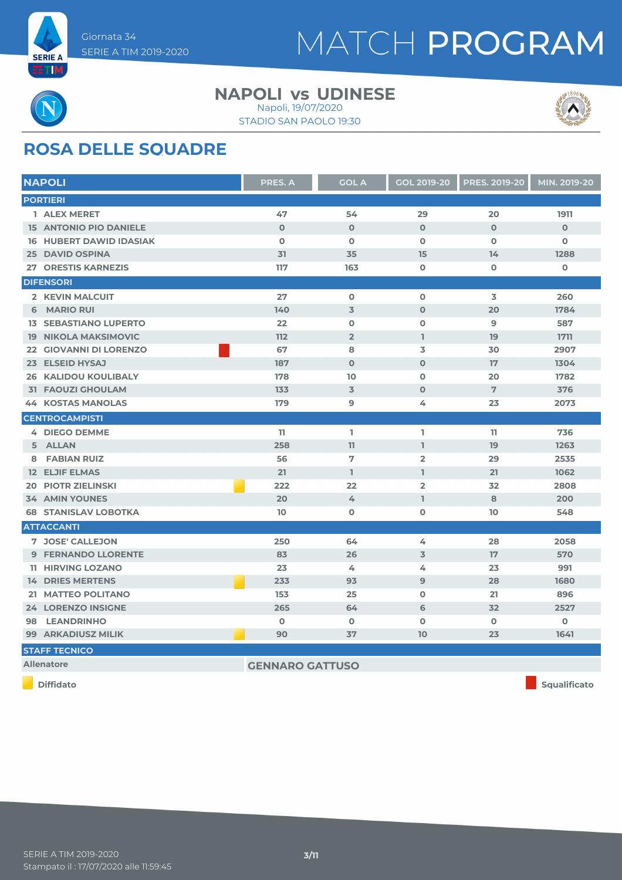Giornata 34
SERIE A TIM 2019-2020

# MATCH PROGRAM

## NAPOLI vs UDINESE

Napoli, 19/07/2020
STADIO SAN PAOLO 19:30

## ROSA DELLE SQUADRE

| NAPOLI | | PRES. A | GOL A | GOL 2019-20 | PRES. 2019-20 | MIN. 2019-20 |
|---|---|---|---|---|---|---|
| **PORTIERI** | | | | | | |
| 1 ALEX MERET | | 47 | 54 | 29 | 20 | 1911 |
| 15 ANTONIO PIO DANIELE | | 0 | 0 | 0 | 0 | 0 |
| 16 HUBERT DAWID IDASIAK | | 0 | 0 | 0 | 0 | 0 |
| 25 DAVID OSPINA | | 31 | 35 | 15 | 14 | 1288 |
| 27 ORESTIS KARNEZIS | | 117 | 163 | 0 | 0 | 0 |
| **DIFENSORI** | | | | | | |
| 2 KEVIN MALCUIT | | 27 | 0 | 0 | 3 | 260 |
| 6 MARIO RUI | | 140 | 3 | 0 | 20 | 1784 |
| 13 SEBASTIANO LUPERTO | | 22 | 0 | 0 | 9 | 587 |
| 19 NIKOLA MAKSIMOVIC | | 112 | 2 | 1 | 19 | 1711 |
| 22 GIOVANNI DI LORENZO | Squalificato | 67 | 8 | 3 | 30 | 2907 |
| 23 ELSEID HYSAJ | | 187 | 0 | 0 | 17 | 1304 |
| 26 KALIDOU KOULIBALY | | 178 | 10 | 0 | 20 | 1782 |
| 31 FAOUZI GHOULAM | | 133 | 3 | 0 | 7 | 376 |
| 44 KOSTAS MANOLAS | | 179 | 9 | 4 | 23 | 2073 |
| **CENTROCAMPISTI** | | | | | | |
| 4 DIEGO DEMME | | 11 | 1 | 1 | 11 | 736 |
| 5 ALLAN | | 258 | 11 | 1 | 19 | 1263 |
| 8 FABIAN RUIZ | | 56 | 7 | 2 | 29 | 2535 |
| 12 ELJIF ELMAS | | 21 | 1 | 1 | 21 | 1062 |
| 20 PIOTR ZIELINSKI | Diffidato | 222 | 22 | 2 | 32 | 2808 |
| 34 AMIN YOUNES | | 20 | 4 | 1 | 8 | 200 |
| 68 STANISLAV LOBOTKA | | 10 | 0 | 0 | 10 | 548 |
| **ATTACCANTI** | | | | | | |
| 7 JOSE' CALLEJON | | 250 | 64 | 4 | 28 | 2058 |
| 9 FERNANDO LLORENTE | | 83 | 26 | 3 | 17 | 570 |
| 11 HIRVING LOZANO | | 23 | 4 | 4 | 23 | 991 |
| 14 DRIES MERTENS | Diffidato | 233 | 93 | 9 | 28 | 1680 |
| 21 MATTEO POLITANO | | 153 | 25 | 0 | 21 | 896 |
| 24 LORENZO INSIGNE | | 265 | 64 | 6 | 32 | 2527 |
| 98 LEANDRINHO | | 0 | 0 | 0 | 0 | 0 |
| 99 ARKADIUSZ MILIK | Diffidato | 90 | 37 | 10 | 23 | 1641 |

| STAFF TECNICO | |
|---|---|
| Allenatore | GENNARO GATTUSO |

Diffidato — Squalificato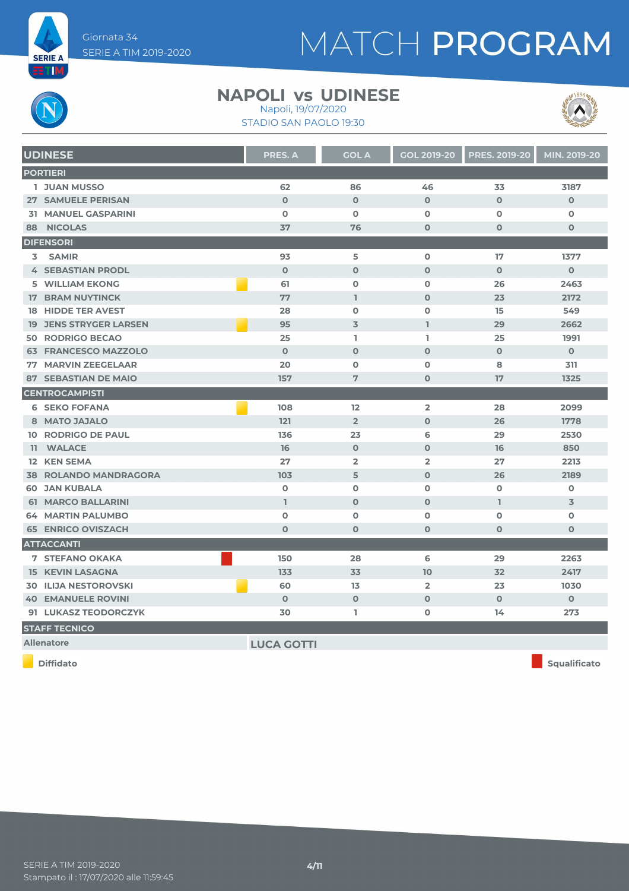Giornata 34
SERIE A TIM 2019-2020

# MATCH PROGRAM

## NAPOLI vs UDINESE

Napoli, 19/07/2020
STADIO SAN PAOLO 19:30

| UDINESE | | PRES. A | GOL A | GOL 2019-20 | PRES. 2019-20 | MIN. 2019-20 |
|---|---|---|---|---|---|---|
| **PORTIERI** | | | | | | |
| 1 JUAN MUSSO | | 62 | 86 | 46 | 33 | 3187 |
| 27 SAMUELE PERISAN | | 0 | 0 | 0 | 0 | 0 |
| 31 MANUEL GASPARINI | | 0 | 0 | 0 | 0 | 0 |
| 88 NICOLAS | | 37 | 76 | 0 | 0 | 0 |
| **DIFENSORI** | | | | | | |
| 3 SAMIR | | 93 | 5 | 0 | 17 | 1377 |
| 4 SEBASTIAN PRODL | | 0 | 0 | 0 | 0 | 0 |
| 5 WILLIAM EKONG | Diffidato | 61 | 0 | 0 | 26 | 2463 |
| 17 BRAM NUYTINCK | | 77 | 1 | 0 | 23 | 2172 |
| 18 HIDDE TER AVEST | | 28 | 0 | 0 | 15 | 549 |
| 19 JENS STRYGER LARSEN | Diffidato | 95 | 3 | 1 | 29 | 2662 |
| 50 RODRIGO BECAO | | 25 | 1 | 1 | 25 | 1991 |
| 63 FRANCESCO MAZZOLO | | 0 | 0 | 0 | 0 | 0 |
| 77 MARVIN ZEEGELAAR | | 20 | 0 | 0 | 8 | 311 |
| 87 SEBASTIAN DE MAIO | | 157 | 7 | 0 | 17 | 1325 |
| **CENTROCAMPISTI** | | | | | | |
| 6 SEKO FOFANA | Diffidato | 108 | 12 | 2 | 28 | 2099 |
| 8 MATO JAJALO | | 121 | 2 | 0 | 26 | 1778 |
| 10 RODRIGO DE PAUL | | 136 | 23 | 6 | 29 | 2530 |
| 11 WALACE | | 16 | 0 | 0 | 16 | 850 |
| 12 KEN SEMA | | 27 | 2 | 2 | 27 | 2213 |
| 38 ROLANDO MANDRAGORA | | 103 | 5 | 0 | 26 | 2189 |
| 60 JAN KUBALA | | 0 | 0 | 0 | 0 | 0 |
| 61 MARCO BALLARINI | | 1 | 0 | 0 | 1 | 3 |
| 64 MARTIN PALUMBO | | 0 | 0 | 0 | 0 | 0 |
| 65 ENRICO OVISZACH | | 0 | 0 | 0 | 0 | 0 |
| **ATTACCANTI** | | | | | | |
| 7 STEFANO OKAKA | Squalificato | 150 | 28 | 6 | 29 | 2263 |
| 15 KEVIN LASAGNA | | 133 | 33 | 10 | 32 | 2417 |
| 30 ILIJA NESTOROVSKI | Diffidato | 60 | 13 | 2 | 23 | 1030 |
| 40 EMANUELE ROVINI | | 0 | 0 | 0 | 0 | 0 |
| 91 LUKASZ TEODORCZYK | | 30 | 1 | 0 | 14 | 273 |

**STAFF TECNICO**

| Allenatore | LUCA GOTTI |
|---|---|

Diffidato — Squalificato

SERIE A TIM 2019-2020
Stampato il : 17/07/2020 alle 11:59:45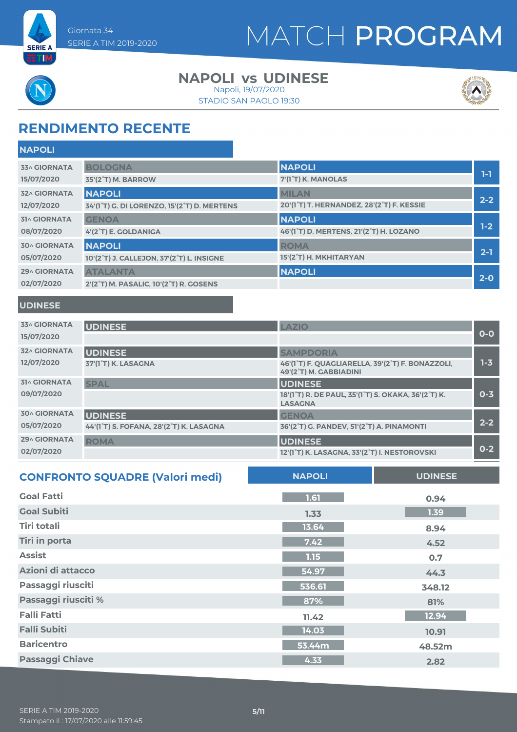Giornata 34
SERIE A TIM 2019-2020

# MATCH PROGRAM

## NAPOLI vs UDINESE

Napoli, 19/07/2020
STADIO SAN PAOLO 19:30

## RENDIMENTO RECENTE

### NAPOLI

| Giornata | Casa | Ospite | Risultato |
|---|---|---|---|
| 33^ GIORNATA 15/07/2020 | BOLOGNA 35'(2°T) M. BARROW | NAPOLI 7'(1°T) K. MANOLAS | 1-1 |
| 32^ GIORNATA 12/07/2020 | NAPOLI 34'(1°T) G. DI LORENZO, 15'(2°T) D. MERTENS | MILAN 20'(1°T) T. HERNANDEZ, 28'(2°T) F. KESSIE | 2-2 |
| 31^ GIORNATA 08/07/2020 | GENOA 4'(2°T) E. GOLDANIGA | NAPOLI 46'(1°T) D. MERTENS, 21'(2°T) H. LOZANO | 1-2 |
| 30^ GIORNATA 05/07/2020 | NAPOLI 10'(2°T) J. CALLEJON, 37'(2°T) L. INSIGNE | ROMA 15'(2°T) H. MKHITARYAN | 2-1 |
| 29^ GIORNATA 02/07/2020 | ATALANTA 2'(2°T) M. PASALIC, 10'(2°T) R. GOSENS | NAPOLI | 2-0 |

### UDINESE

| Giornata | Casa | Ospite | Risultato |
|---|---|---|---|
| 33^ GIORNATA 15/07/2020 | UDINESE | LAZIO | 0-0 |
| 32^ GIORNATA 12/07/2020 | UDINESE 37'(1°T) K. LASAGNA | SAMPDORIA 46'(1°T) F. QUAGLIARELLA, 39'(2°T) F. BONAZZOLI, 49'(2°T) M. GABBIADINI | 1-3 |
| 31^ GIORNATA 09/07/2020 | SPAL | UDINESE 18'(1°T) R. DE PAUL, 35'(1°T) S. OKAKA, 36'(2°T) K. LASAGNA | 0-3 |
| 30^ GIORNATA 05/07/2020 | UDINESE 44'(1°T) S. FOFANA, 28'(2°T) K. LASAGNA | GENOA 36'(2°T) G. PANDEV, 51'(2°T) A. PINAMONTI | 2-2 |
| 29^ GIORNATA 02/07/2020 | ROMA | UDINESE 12'(1°T) K. LASAGNA, 33'(2°T) I. NESTOROVSKI | 0-2 |

## CONFRONTO SQUADRE (Valori medi)

| | NAPOLI | UDINESE |
|---|---|---|
| Goal Fatti | 1.61 | 0.94 |
| Goal Subiti | 1.33 | 1.39 |
| Tiri totali | 13.64 | 8.94 |
| Tiri in porta | 7.42 | 4.52 |
| Assist | 1.15 | 0.7 |
| Azioni di attacco | 54.97 | 44.3 |
| Passaggi riusciti | 536.61 | 348.12 |
| Passaggi riusciti % | 87% | 81% |
| Falli Fatti | 11.42 | 12.94 |
| Falli Subiti | 14.03 | 10.91 |
| Baricentro | 53.44m | 48.52m |
| Passaggi Chiave | 4.33 | 2.82 |

SERIE A TIM 2019-2020
Stampato il : 17/07/2020 alle 11:59:45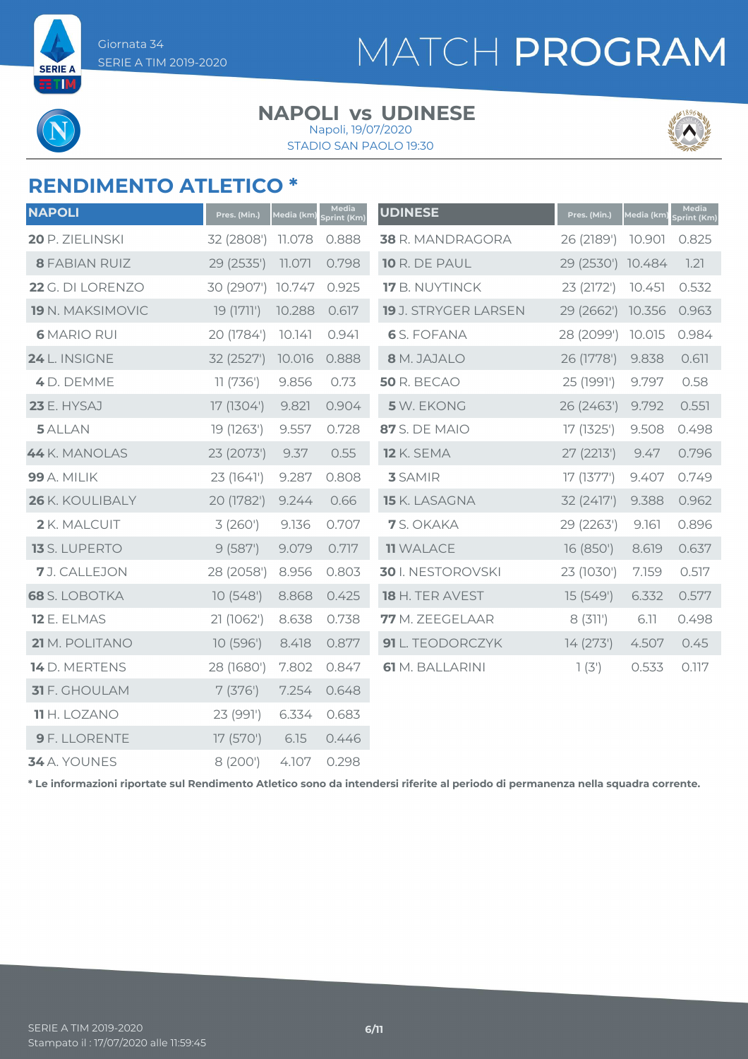Giornata 34
SERIE A TIM 2019-2020

# MATCH PROGRAM

## NAPOLI vs UDINESE

Napoli, 19/07/2020
STADIO SAN PAOLO 19:30

## RENDIMENTO ATLETICO *

| NAPOLI | Pres. (Min.) | Media (km) | Media Sprint (Km) |
|---|---|---|---|
| **20** P. ZIELINSKI | 32 (2808') | 11.078 | 0.888 |
| **8** FABIAN RUIZ | 29 (2535') | 11.071 | 0.798 |
| **22** G. DI LORENZO | 30 (2907') | 10.747 | 0.925 |
| **19** N. MAKSIMOVIC | 19 (1711') | 10.288 | 0.617 |
| **6** MARIO RUI | 20 (1784') | 10.141 | 0.941 |
| **24** L. INSIGNE | 32 (2527') | 10.016 | 0.888 |
| **4** D. DEMME | 11 (736') | 9.856 | 0.73 |
| **23** E. HYSAJ | 17 (1304') | 9.821 | 0.904 |
| **5** ALLAN | 19 (1263') | 9.557 | 0.728 |
| **44** K. MANOLAS | 23 (2073') | 9.37 | 0.55 |
| **99** A. MILIK | 23 (1641') | 9.287 | 0.808 |
| **26** K. KOULIBALY | 20 (1782') | 9.244 | 0.66 |
| **2** K. MALCUIT | 3 (260') | 9.136 | 0.707 |
| **13** S. LUPERTO | 9 (587') | 9.079 | 0.717 |
| **7** J. CALLEJON | 28 (2058') | 8.956 | 0.803 |
| **68** S. LOBOTKA | 10 (548') | 8.868 | 0.425 |
| **12** E. ELMAS | 21 (1062') | 8.638 | 0.738 |
| **21** M. POLITANO | 10 (596') | 8.418 | 0.877 |
| **14** D. MERTENS | 28 (1680') | 7.802 | 0.847 |
| **31** F. GHOULAM | 7 (376') | 7.254 | 0.648 |
| **11** H. LOZANO | 23 (991') | 6.334 | 0.683 |
| **9** F. LLORENTE | 17 (570') | 6.15 | 0.446 |
| **34** A. YOUNES | 8 (200') | 4.107 | 0.298 |

| UDINESE | Pres. (Min.) | Media (km) | Media Sprint (Km) |
|---|---|---|---|
| **38** R. MANDRAGORA | 26 (2189') | 10.901 | 0.825 |
| **10** R. DE PAUL | 29 (2530') | 10.484 | 1.21 |
| **17** B. NUYTINCK | 23 (2172') | 10.451 | 0.532 |
| **19** J. STRYGER LARSEN | 29 (2662') | 10.356 | 0.963 |
| **6** S. FOFANA | 28 (2099') | 10.015 | 0.984 |
| **8** M. JAJALO | 26 (1778') | 9.838 | 0.611 |
| **50** R. BECAO | 25 (1991') | 9.797 | 0.58 |
| **5** W. EKONG | 26 (2463') | 9.792 | 0.551 |
| **87** S. DE MAIO | 17 (1325') | 9.508 | 0.498 |
| **12** K. SEMA | 27 (2213') | 9.47 | 0.796 |
| **3** SAMIR | 17 (1377') | 9.407 | 0.749 |
| **15** K. LASAGNA | 32 (2417') | 9.388 | 0.962 |
| **7** S. OKAKA | 29 (2263') | 9.161 | 0.896 |
| **11** WALACE | 16 (850') | 8.619 | 0.637 |
| **30** I. NESTOROVSKI | 23 (1030') | 7.159 | 0.517 |
| **18** H. TER AVEST | 15 (549') | 6.332 | 0.577 |
| **77** M. ZEEGELAAR | 8 (311') | 6.11 | 0.498 |
| **91** L. TEODORCZYK | 14 (273') | 4.507 | 0.45 |
| **61** M. BALLARINI | 1 (3') | 0.533 | 0.117 |

**\* Le informazioni riportate sul Rendimento Atletico sono da intendersi riferite al periodo di permanenza nella squadra corrente.**

SERIE A TIM 2019-2020
Stampato il : 17/07/2020 alle 11:59:45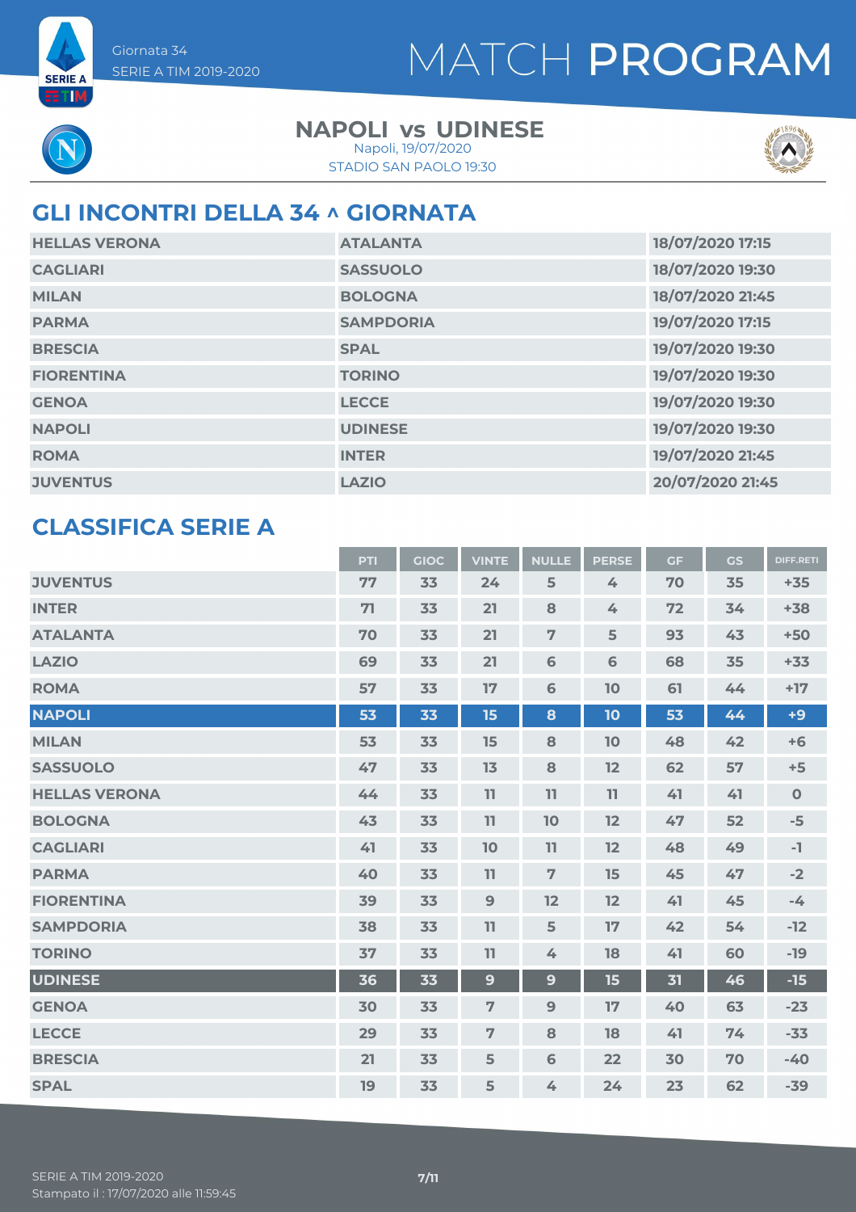Giornata 34
SERIE A TIM 2019-2020

# MATCH PROGRAM

**NAPOLI vs UDINESE**
Napoli, 19/07/2020
STADIO SAN PAOLO 19:30

## GLI INCONTRI DELLA 34 ^ GIORNATA

| | | |
|---|---|---|
| HELLAS VERONA | ATALANTA | 18/07/2020 17:15 |
| CAGLIARI | SASSUOLO | 18/07/2020 19:30 |
| MILAN | BOLOGNA | 18/07/2020 21:45 |
| PARMA | SAMPDORIA | 19/07/2020 17:15 |
| BRESCIA | SPAL | 19/07/2020 19:30 |
| FIORENTINA | TORINO | 19/07/2020 19:30 |
| GENOA | LECCE | 19/07/2020 19:30 |
| NAPOLI | UDINESE | 19/07/2020 19:30 |
| ROMA | INTER | 19/07/2020 21:45 |
| JUVENTUS | LAZIO | 20/07/2020 21:45 |

## CLASSIFICA SERIE A

| | PTI | GIOC | VINTE | NULLE | PERSE | GF | GS | DIFF.RETI |
|---|---|---|---|---|---|---|---|---|
| JUVENTUS | 77 | 33 | 24 | 5 | 4 | 70 | 35 | +35 |
| INTER | 71 | 33 | 21 | 8 | 4 | 72 | 34 | +38 |
| ATALANTA | 70 | 33 | 21 | 7 | 5 | 93 | 43 | +50 |
| LAZIO | 69 | 33 | 21 | 6 | 6 | 68 | 35 | +33 |
| ROMA | 57 | 33 | 17 | 6 | 10 | 61 | 44 | +17 |
| NAPOLI | 53 | 33 | 15 | 8 | 10 | 53 | 44 | +9 |
| MILAN | 53 | 33 | 15 | 8 | 10 | 48 | 42 | +6 |
| SASSUOLO | 47 | 33 | 13 | 8 | 12 | 62 | 57 | +5 |
| HELLAS VERONA | 44 | 33 | 11 | 11 | 11 | 41 | 41 | 0 |
| BOLOGNA | 43 | 33 | 11 | 10 | 12 | 47 | 52 | -5 |
| CAGLIARI | 41 | 33 | 10 | 11 | 12 | 48 | 49 | -1 |
| PARMA | 40 | 33 | 11 | 7 | 15 | 45 | 47 | -2 |
| FIORENTINA | 39 | 33 | 9 | 12 | 12 | 41 | 45 | -4 |
| SAMPDORIA | 38 | 33 | 11 | 5 | 17 | 42 | 54 | -12 |
| TORINO | 37 | 33 | 11 | 4 | 18 | 41 | 60 | -19 |
| UDINESE | 36 | 33 | 9 | 9 | 15 | 31 | 46 | -15 |
| GENOA | 30 | 33 | 7 | 9 | 17 | 40 | 63 | -23 |
| LECCE | 29 | 33 | 7 | 8 | 18 | 41 | 74 | -33 |
| BRESCIA | 21 | 33 | 5 | 6 | 22 | 30 | 70 | -40 |
| SPAL | 19 | 33 | 5 | 4 | 24 | 23 | 62 | -39 |

SERIE A TIM 2019-2020
Stampato il : 17/07/2020 alle 11:59:45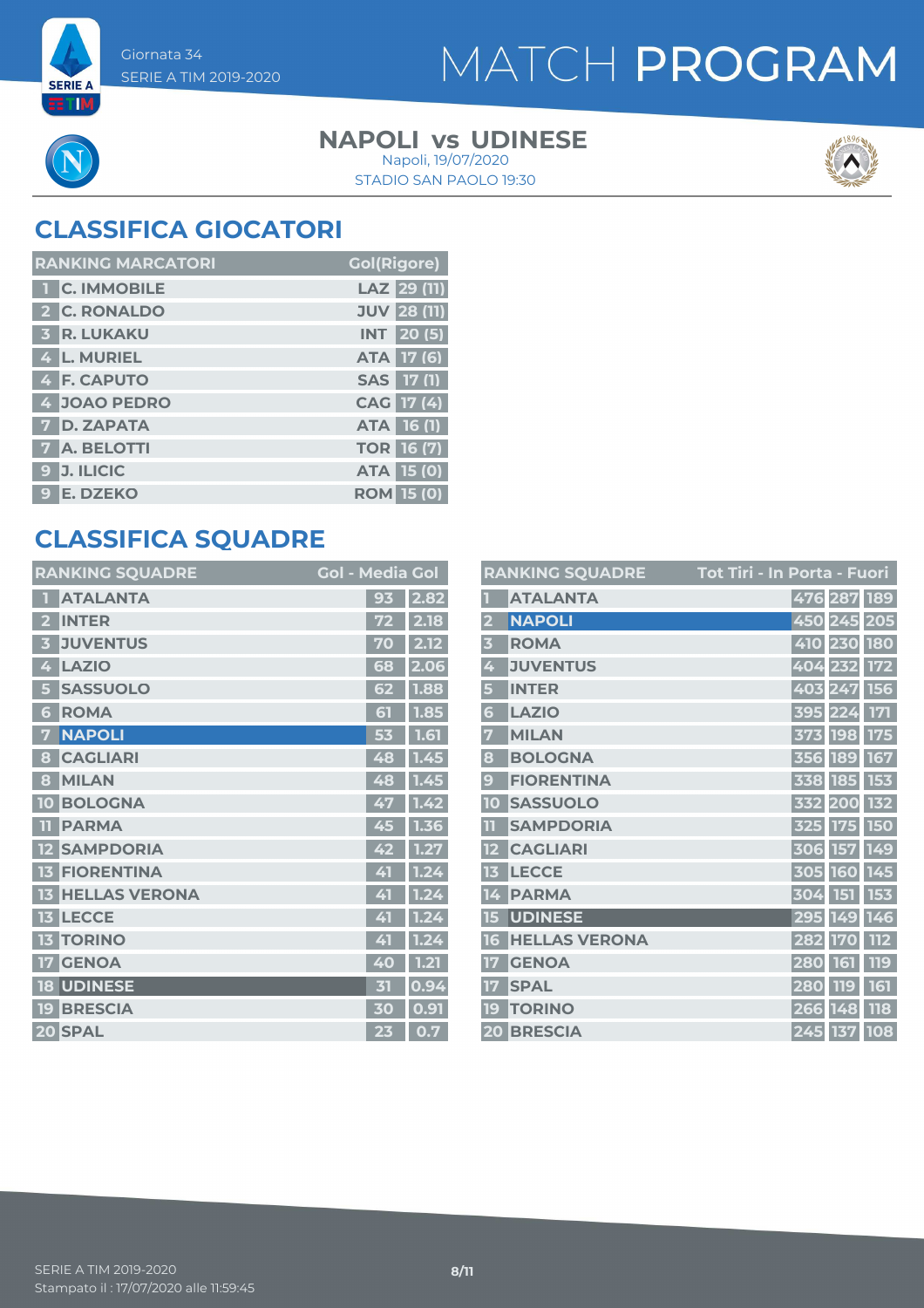Giornata 34
SERIE A TIM 2019-2020

# MATCH PROGRAM

## NAPOLI vs UDINESE

Napoli, 19/07/2020
STADIO SAN PAOLO 19:30

## CLASSIFICA GIOCATORI

| RANKING MARCATORI | | Gol(Rigore) |
|---|---|---|
| 1 | C. IMMOBILE | LAZ 29 (11) |
| 2 | C. RONALDO | JUV 28 (11) |
| 3 | R. LUKAKU | INT 20 (5) |
| 4 | L. MURIEL | ATA 17 (6) |
| 4 | F. CAPUTO | SAS 17 (1) |
| 4 | JOAO PEDRO | CAG 17 (4) |
| 7 | D. ZAPATA | ATA 16 (1) |
| 7 | A. BELOTTI | TOR 16 (7) |
| 9 | J. ILICIC | ATA 15 (0) |
| 9 | E. DZEKO | ROM 15 (0) |

## CLASSIFICA SQUADRE

| RANKING SQUADRE | | Gol | Media Gol |
|---|---|---|---|
| 1 | ATALANTA | 93 | 2.82 |
| 2 | INTER | 72 | 2.18 |
| 3 | JUVENTUS | 70 | 2.12 |
| 4 | LAZIO | 68 | 2.06 |
| 5 | SASSUOLO | 62 | 1.88 |
| 6 | ROMA | 61 | 1.85 |
| 7 | NAPOLI | 53 | 1.61 |
| 8 | CAGLIARI | 48 | 1.45 |
| 8 | MILAN | 48 | 1.45 |
| 10 | BOLOGNA | 47 | 1.42 |
| 11 | PARMA | 45 | 1.36 |
| 12 | SAMPDORIA | 42 | 1.27 |
| 13 | FIORENTINA | 41 | 1.24 |
| 13 | HELLAS VERONA | 41 | 1.24 |
| 13 | LECCE | 41 | 1.24 |
| 13 | TORINO | 41 | 1.24 |
| 17 | GENOA | 40 | 1.21 |
| 18 | UDINESE | 31 | 0.94 |
| 19 | BRESCIA | 30 | 0.91 |
| 20 | SPAL | 23 | 0.7 |

| RANKING SQUADRE | | Tot Tiri | In Porta | Fuori |
|---|---|---|---|---|
| 1 | ATALANTA | 476 | 287 | 189 |
| 2 | NAPOLI | 450 | 245 | 205 |
| 3 | ROMA | 410 | 230 | 180 |
| 4 | JUVENTUS | 404 | 232 | 172 |
| 5 | INTER | 403 | 247 | 156 |
| 6 | LAZIO | 395 | 224 | 171 |
| 7 | MILAN | 373 | 198 | 175 |
| 8 | BOLOGNA | 356 | 189 | 167 |
| 9 | FIORENTINA | 338 | 185 | 153 |
| 10 | SASSUOLO | 332 | 200 | 132 |
| 11 | SAMPDORIA | 325 | 175 | 150 |
| 12 | CAGLIARI | 306 | 157 | 149 |
| 13 | LECCE | 305 | 160 | 145 |
| 14 | PARMA | 304 | 151 | 153 |
| 15 | UDINESE | 295 | 149 | 146 |
| 16 | HELLAS VERONA | 282 | 170 | 112 |
| 17 | GENOA | 280 | 161 | 119 |
| 17 | SPAL | 280 | 119 | 161 |
| 19 | TORINO | 266 | 148 | 118 |
| 20 | BRESCIA | 245 | 137 | 108 |

SERIE A TIM 2019-2020
Stampato il : 17/07/2020 alle 11:59:45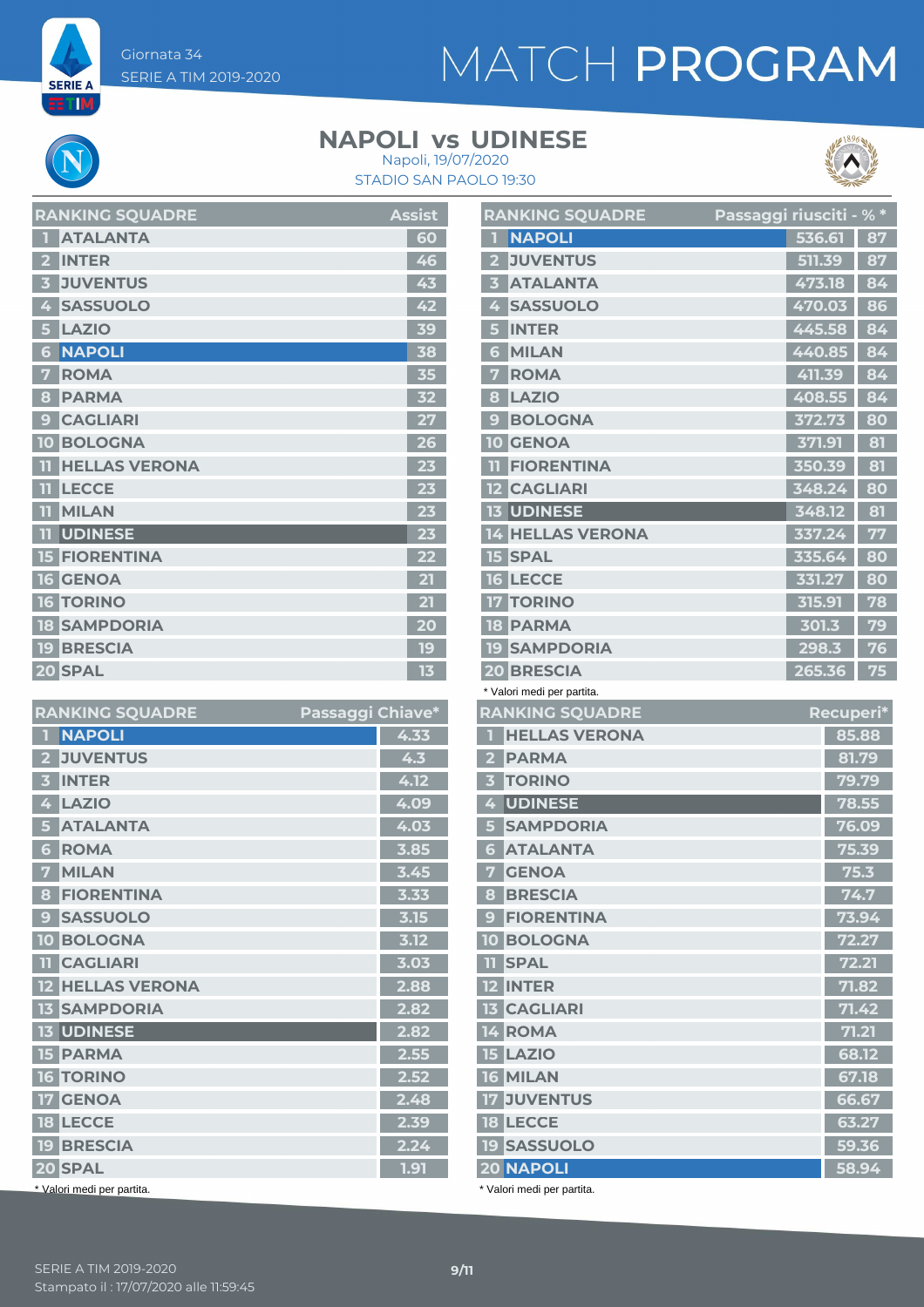Giornata 34
SERIE A TIM 2019-2020

# MATCH PROGRAM

## NAPOLI vs UDINESE

Napoli, 19/07/2020
STADIO SAN PAOLO 19:30

| RANKING SQUADRE | | Assist |
|---|---|---|
| 1 | ATALANTA | 60 |
| 2 | INTER | 46 |
| 3 | JUVENTUS | 43 |
| 4 | SASSUOLO | 42 |
| 5 | LAZIO | 39 |
| 6 | NAPOLI | 38 |
| 7 | ROMA | 35 |
| 8 | PARMA | 32 |
| 9 | CAGLIARI | 27 |
| 10 | BOLOGNA | 26 |
| 11 | HELLAS VERONA | 23 |
| 11 | LECCE | 23 |
| 11 | MILAN | 23 |
| 11 | UDINESE | 23 |
| 15 | FIORENTINA | 22 |
| 16 | GENOA | 21 |
| 16 | TORINO | 21 |
| 18 | SAMPDORIA | 20 |
| 19 | BRESCIA | 19 |
| 20 | SPAL | 13 |

| RANKING SQUADRE | | Passaggi riusciti * | % * |
|---|---|---|---|
| 1 | NAPOLI | 536.61 | 87 |
| 2 | JUVENTUS | 511.39 | 87 |
| 3 | ATALANTA | 473.18 | 84 |
| 4 | SASSUOLO | 470.03 | 86 |
| 5 | INTER | 445.58 | 84 |
| 6 | MILAN | 440.85 | 84 |
| 7 | ROMA | 411.39 | 84 |
| 8 | LAZIO | 408.55 | 84 |
| 9 | BOLOGNA | 372.73 | 80 |
| 10 | GENOA | 371.91 | 81 |
| 11 | FIORENTINA | 350.39 | 81 |
| 12 | CAGLIARI | 348.24 | 80 |
| 13 | UDINESE | 348.12 | 81 |
| 14 | HELLAS VERONA | 337.24 | 77 |
| 15 | SPAL | 335.64 | 80 |
| 16 | LECCE | 331.27 | 80 |
| 17 | TORINO | 315.91 | 78 |
| 18 | PARMA | 301.3 | 79 |
| 19 | SAMPDORIA | 298.3 | 76 |
| 20 | BRESCIA | 265.36 | 75 |

* Valori medi per partita.

| RANKING SQUADRE | | Passaggi Chiave* |
|---|---|---|
| 1 | NAPOLI | 4.33 |
| 2 | JUVENTUS | 4.3 |
| 3 | INTER | 4.12 |
| 4 | LAZIO | 4.09 |
| 5 | ATALANTA | 4.03 |
| 6 | ROMA | 3.85 |
| 7 | MILAN | 3.45 |
| 8 | FIORENTINA | 3.33 |
| 9 | SASSUOLO | 3.15 |
| 10 | BOLOGNA | 3.12 |
| 11 | CAGLIARI | 3.03 |
| 12 | HELLAS VERONA | 2.88 |
| 13 | SAMPDORIA | 2.82 |
| 13 | UDINESE | 2.82 |
| 15 | PARMA | 2.55 |
| 16 | TORINO | 2.52 |
| 17 | GENOA | 2.48 |
| 18 | LECCE | 2.39 |
| 19 | BRESCIA | 2.24 |
| 20 | SPAL | 1.91 |

* Valori medi per partita.

| RANKING SQUADRE | | Recuperi* |
|---|---|---|
| 1 | HELLAS VERONA | 85.88 |
| 2 | PARMA | 81.79 |
| 3 | TORINO | 79.79 |
| 4 | UDINESE | 78.55 |
| 5 | SAMPDORIA | 76.09 |
| 6 | ATALANTA | 75.39 |
| 7 | GENOA | 75.3 |
| 8 | BRESCIA | 74.7 |
| 9 | FIORENTINA | 73.94 |
| 10 | BOLOGNA | 72.27 |
| 11 | SPAL | 72.21 |
| 12 | INTER | 71.82 |
| 13 | CAGLIARI | 71.42 |
| 14 | ROMA | 71.21 |
| 15 | LAZIO | 68.12 |
| 16 | MILAN | 67.18 |
| 17 | JUVENTUS | 66.67 |
| 18 | LECCE | 63.27 |
| 19 | SASSUOLO | 59.36 |
| 20 | NAPOLI | 58.94 |

* Valori medi per partita.

SERIE A TIM 2019-2020
Stampato il : 17/07/2020 alle 11:59:45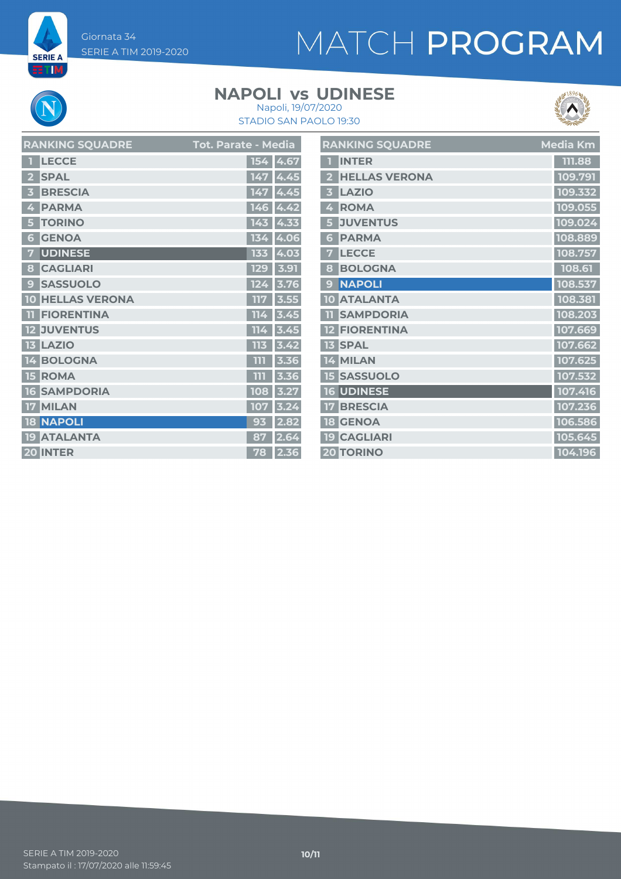Giornata 34
SERIE A TIM 2019-2020

# MATCH PROGRAM

## NAPOLI vs UDINESE

Napoli, 19/07/2020
STADIO SAN PAOLO 19:30

| | RANKING SQUADRE | Tot. Parate | Media |
|---|---|---|---|
| 1 | LECCE | 154 | 4.67 |
| 2 | SPAL | 147 | 4.45 |
| 3 | BRESCIA | 147 | 4.45 |
| 4 | PARMA | 146 | 4.42 |
| 5 | TORINO | 143 | 4.33 |
| 6 | GENOA | 134 | 4.06 |
| 7 | UDINESE | 133 | 4.03 |
| 8 | CAGLIARI | 129 | 3.91 |
| 9 | SASSUOLO | 124 | 3.76 |
| 10 | HELLAS VERONA | 117 | 3.55 |
| 11 | FIORENTINA | 114 | 3.45 |
| 12 | JUVENTUS | 114 | 3.45 |
| 13 | LAZIO | 113 | 3.42 |
| 14 | BOLOGNA | 111 | 3.36 |
| 15 | ROMA | 111 | 3.36 |
| 16 | SAMPDORIA | 108 | 3.27 |
| 17 | MILAN | 107 | 3.24 |
| 18 | NAPOLI | 93 | 2.82 |
| 19 | ATALANTA | 87 | 2.64 |
| 20 | INTER | 78 | 2.36 |

| | RANKING SQUADRE | Media Km |
|---|---|---|
| 1 | INTER | 111.88 |
| 2 | HELLAS VERONA | 109.791 |
| 3 | LAZIO | 109.332 |
| 4 | ROMA | 109.055 |
| 5 | JUVENTUS | 109.024 |
| 6 | PARMA | 108.889 |
| 7 | LECCE | 108.757 |
| 8 | BOLOGNA | 108.61 |
| 9 | NAPOLI | 108.537 |
| 10 | ATALANTA | 108.381 |
| 11 | SAMPDORIA | 108.203 |
| 12 | FIORENTINA | 107.669 |
| 13 | SPAL | 107.662 |
| 14 | MILAN | 107.625 |
| 15 | SASSUOLO | 107.532 |
| 16 | UDINESE | 107.416 |
| 17 | BRESCIA | 107.236 |
| 18 | GENOA | 106.586 |
| 19 | CAGLIARI | 105.645 |
| 20 | TORINO | 104.196 |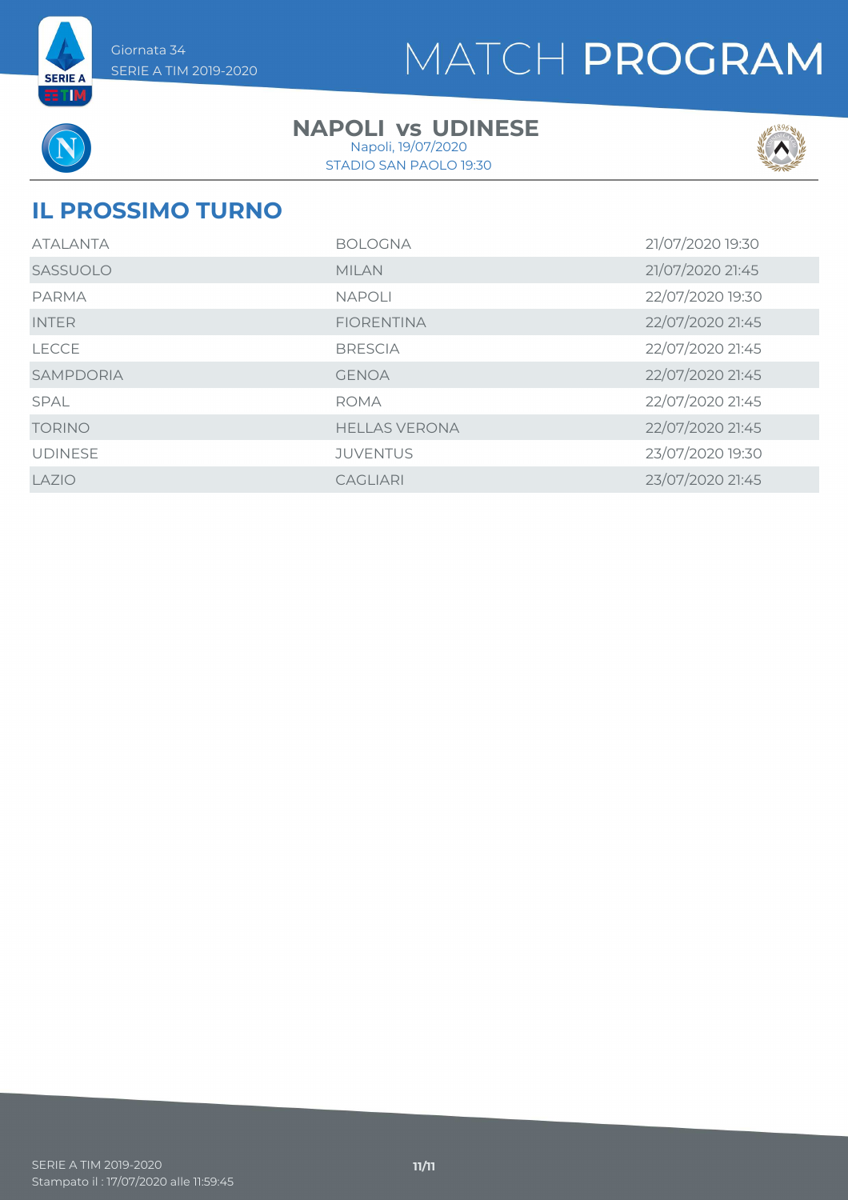Giornata 34
SERIE A TIM 2019-2020

# MATCH PROGRAM

**NAPOLI vs UDINESE**
Napoli, 19/07/2020
STADIO SAN PAOLO 19:30

## IL PROSSIMO TURNO

| | | |
|---|---|---|
| ATALANTA | BOLOGNA | 21/07/2020 19:30 |
| SASSUOLO | MILAN | 21/07/2020 21:45 |
| PARMA | NAPOLI | 22/07/2020 19:30 |
| INTER | FIORENTINA | 22/07/2020 21:45 |
| LECCE | BRESCIA | 22/07/2020 21:45 |
| SAMPDORIA | GENOA | 22/07/2020 21:45 |
| SPAL | ROMA | 22/07/2020 21:45 |
| TORINO | HELLAS VERONA | 22/07/2020 21:45 |
| UDINESE | JUVENTUS | 23/07/2020 19:30 |
| LAZIO | CAGLIARI | 23/07/2020 21:45 |

SERIE A TIM 2019-2020
Stampato il : 17/07/2020 alle 11:59:45